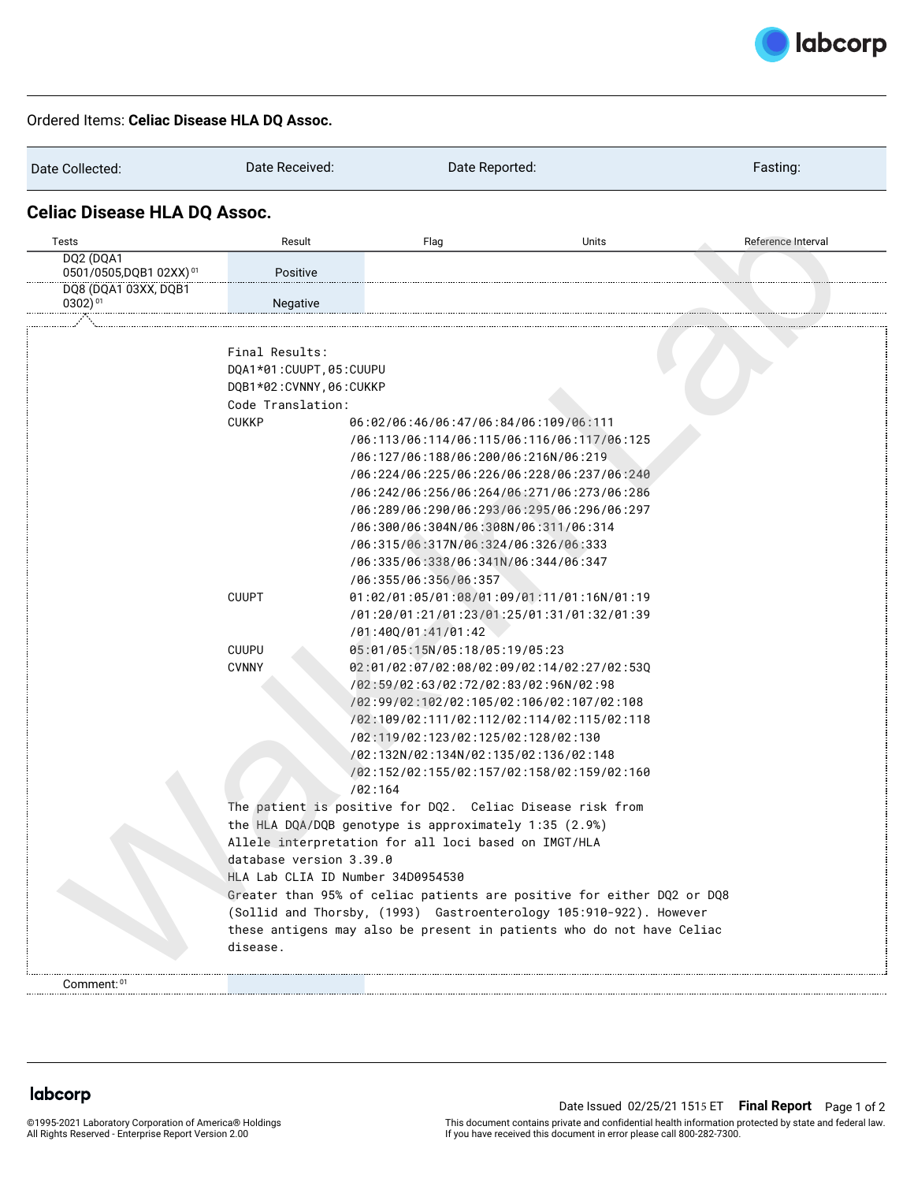Ordered Items: **Celiac Disease HLA DQ Assoc.**

| Date Collected: | Date Received: | Date Reported: | Fasting: |
|---|---|---|---|

## Celiac Disease HLA DQ Assoc.

| Tests | Result | Flag | Units | Reference Interval |
|---|---|---|---|---|
| DQ2 (DQA1 0501/0505,DQB1 02XX) [01] | Positive | | | |
| DQ8 (DQA1 03XX, DQB1 0302) [01] | Negative | | | |

```
Final Results:
DQA1*01:CUUPT,05:CUUPU
DQB1*02:CVNNY,06:CUKKP
Code Translation:
CUKKP          06:02/06:46/06:47/06:84/06:109/06:111
               /06:113/06:114/06:115/06:116/06:117/06:125
               /06:127/06:188/06:200/06:216N/06:219
               /06:224/06:225/06:226/06:228/06:237/06:240
               /06:242/06:256/06:264/06:271/06:273/06:286
               /06:289/06:290/06:293/06:295/06:296/06:297
               /06:300/06:304N/06:308N/06:311/06:314
               /06:315/06:317N/06:324/06:326/06:333
               /06:335/06:338/06:341N/06:344/06:347
               /06:355/06:356/06:357
CUUPT          01:02/01:05/01:08/01:09/01:11/01:16N/01:19
               /01:20/01:21/01:23/01:25/01:31/01:32/01:39
               /01:40Q/01:41/01:42
CUUPU          05:01/05:15N/05:18/05:19/05:23
CVNNY          02:01/02:07/02:08/02:09/02:14/02:27/02:53Q
               /02:59/02:63/02:72/02:83/02:96N/02:98
               /02:99/02:102/02:105/02:106/02:107/02:108
               /02:109/02:111/02:112/02:114/02:115/02:118
               /02:119/02:123/02:125/02:128/02:130
               /02:132N/02:134N/02:135/02:136/02:148
               /02:152/02:155/02:157/02:158/02:159/02:160
               /02:164
The patient is positive for DQ2.  Celiac Disease risk from
the HLA DQA/DQB genotype is approximately 1:35 (2.9%)
Allele interpretation for all loci based on IMGT/HLA
database version 3.39.0
HLA Lab CLIA ID Number 34D0954530
Greater than 95% of celiac patients are positive for either DQ2 or DQ8
(Sollid and Thorsby, (1993)  Gastroenterology 105:910-922). However
these antigens may also be present in patients who do not have Celiac
disease.
```

Comment: [01]

Date Issued 02/25/21 1515 ET **Final Report**

©1995-2021 Laboratory Corporation of America® Holdings
All Rights Reserved - Enterprise Report Version 2.00

This document contains private and confidential health information protected by state and federal law.
If you have received this document in error please call 800-282-7300.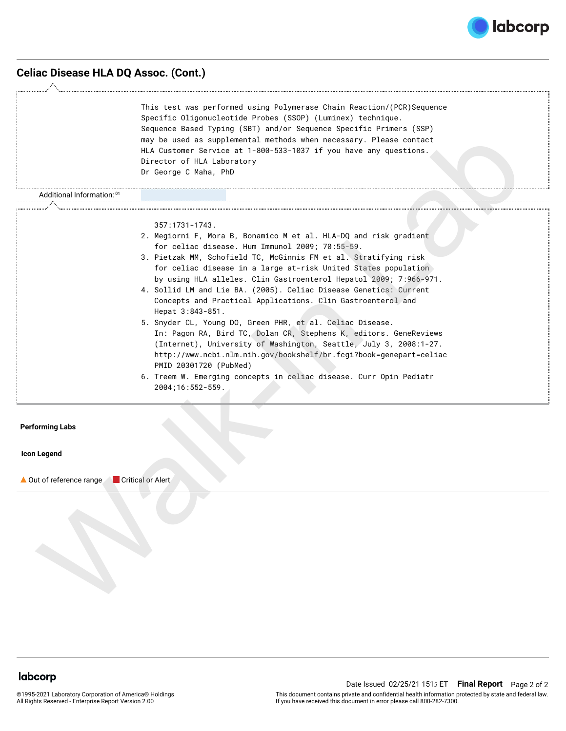## Celiac Disease HLA DQ Assoc. (Cont.)

This test was performed using Polymerase Chain Reaction/(PCR)Sequence Specific Oligonucleotide Probes (SSOP) (Luminex) technique. Sequence Based Typing (SBT) and/or Sequence Specific Primers (SSP) may be used as supplemental methods when necessary. Please contact HLA Customer Service at 1-800-533-1037 if you have any questions.
Director of HLA Laboratory
Dr George C Maha, PhD

Additional Information: [01]

357:1731-1743.

2. Megiorni F, Mora B, Bonamico M et al. HLA-DQ and risk gradient for celiac disease. Hum Immunol 2009; 70:55-59.
3. Pietzak MM, Schofield TC, McGinnis FM et al. Stratifying risk for celiac disease in a large at-risk United States population by using HLA alleles. Clin Gastroenterol Hepatol 2009; 7:966-971.
4. Sollid LM and Lie BA. (2005). Celiac Disease Genetics: Current Concepts and Practical Applications. Clin Gastroenterol and Hepat 3:843-851.
5. Snyder CL, Young DO, Green PHR, et al. Celiac Disease. In: Pagon RA, Bird TC, Dolan CR, Stephens K, editors. GeneReviews (Internet), University of Washington, Seattle, July 3, 2008:1-27. http://www.ncbi.nlm.nih.gov/bookshelf/br.fcgi?book=genepart=celiac PMID 20301720 (PubMed)
6. Treem W. Emerging concepts in celiac disease. Curr Opin Pediatr 2004;16:552-559.

**Performing Labs**

**Icon Legend**

▲ Out of reference range ■ Critical or Alert

Date Issued 02/25/21 1515 ET **Final Report**

©1995-2021 Laboratory Corporation of America® Holdings
All Rights Reserved - Enterprise Report Version 2.00

This document contains private and confidential health information protected by state and federal law.
If you have received this document in error please call 800-282-7300.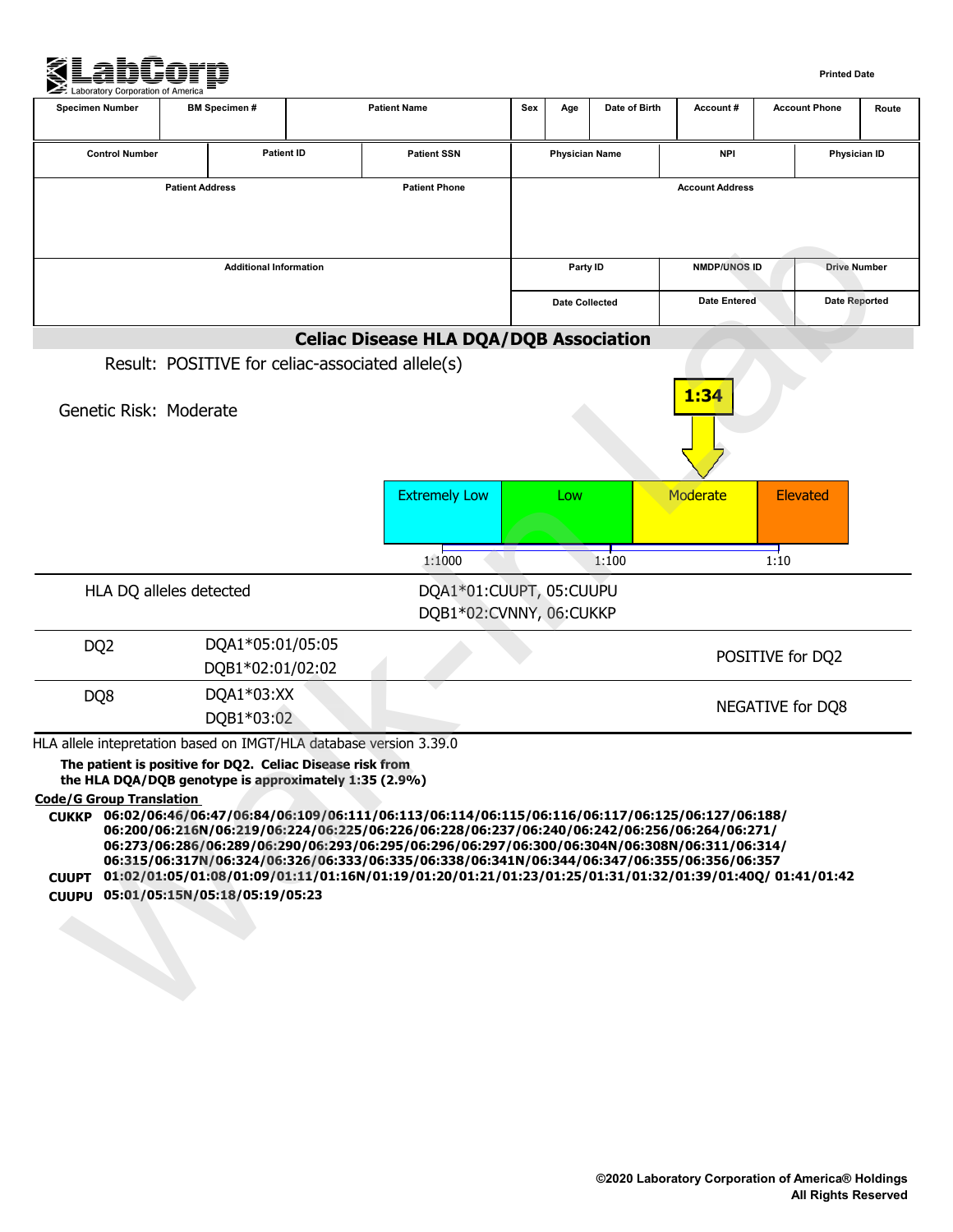**LabCorp** Laboratory Corporation of America

Printed Date

| Specimen Number | BM Specimen # | Patient Name | Sex | Age | Date of Birth | Account # | Account Phone | Route |
|---|---|---|---|---|---|---|---|---|
| | | | | | | | | |

| Control Number | Patient ID | Patient SSN | Physician Name | NPI | Physician ID |
|---|---|---|---|---|---|
| | | | | | |

| Patient Address | Patient Phone | Account Address |
|---|---|---|
| | | |

| Additional Information | Party ID | NMDP/UNOS ID | Drive Number |
|---|---|---|---|
| | Date Collected | Date Entered | Date Reported |

## Celiac Disease HLA DQA/DQB Association

Result: POSITIVE for celiac-associated allele(s)

Genetic Risk: Moderate

**1:34**

| Extremely Low | Low | Moderate | Elevated |
|---|---|---|---|
| 1:1000 | 1:100 | | 1:10 |

| HLA DQ alleles detected | DQA1*01:CUUPT, 05:CUUPU<br>DQB1*02:CVNNY, 06:CUKKP | |
|---|---|---|
| DQ2 | DQA1*05:01/05:05<br>DQB1*02:01/02:02 | POSITIVE for DQ2 |
| DQ8 | DQA1*03:XX<br>DQB1*03:02 | NEGATIVE for DQ8 |

HLA allele intepretation based on IMGT/HLA database version 3.39.0

**The patient is positive for DQ2. Celiac Disease risk from the HLA DQA/DQB genotype is approximately 1:35 (2.9%)**

**Code/G Group Translation**

**CUKKP** 06:02/06:46/06:47/06:84/06:109/06:111/06:113/06:114/06:115/06:116/06:117/06:125/06:127/06:188/06:200/06:216N/06:219/06:224/06:225/06:226/06:228/06:237/06:240/06:242/06:256/06:264/06:271/06:273/06:286/06:289/06:290/06:293/06:295/06:296/06:297/06:300/06:304N/06:308N/06:311/06:314/06:315/06:317N/06:324/06:326/06:333/06:335/06:338/06:341N/06:344/06:347/06:355/06:356/06:357

**CUUPT** 01:02/01:05/01:08/01:09/01:11/01:16N/01:19/01:20/01:21/01:23/01:25/01:31/01:32/01:39/01:40Q/ 01:41/01:42

**CUUPU** 05:01/05:15N/05:18/05:19/05:23

©2020 Laboratory Corporation of America® Holdings
All Rights Reserved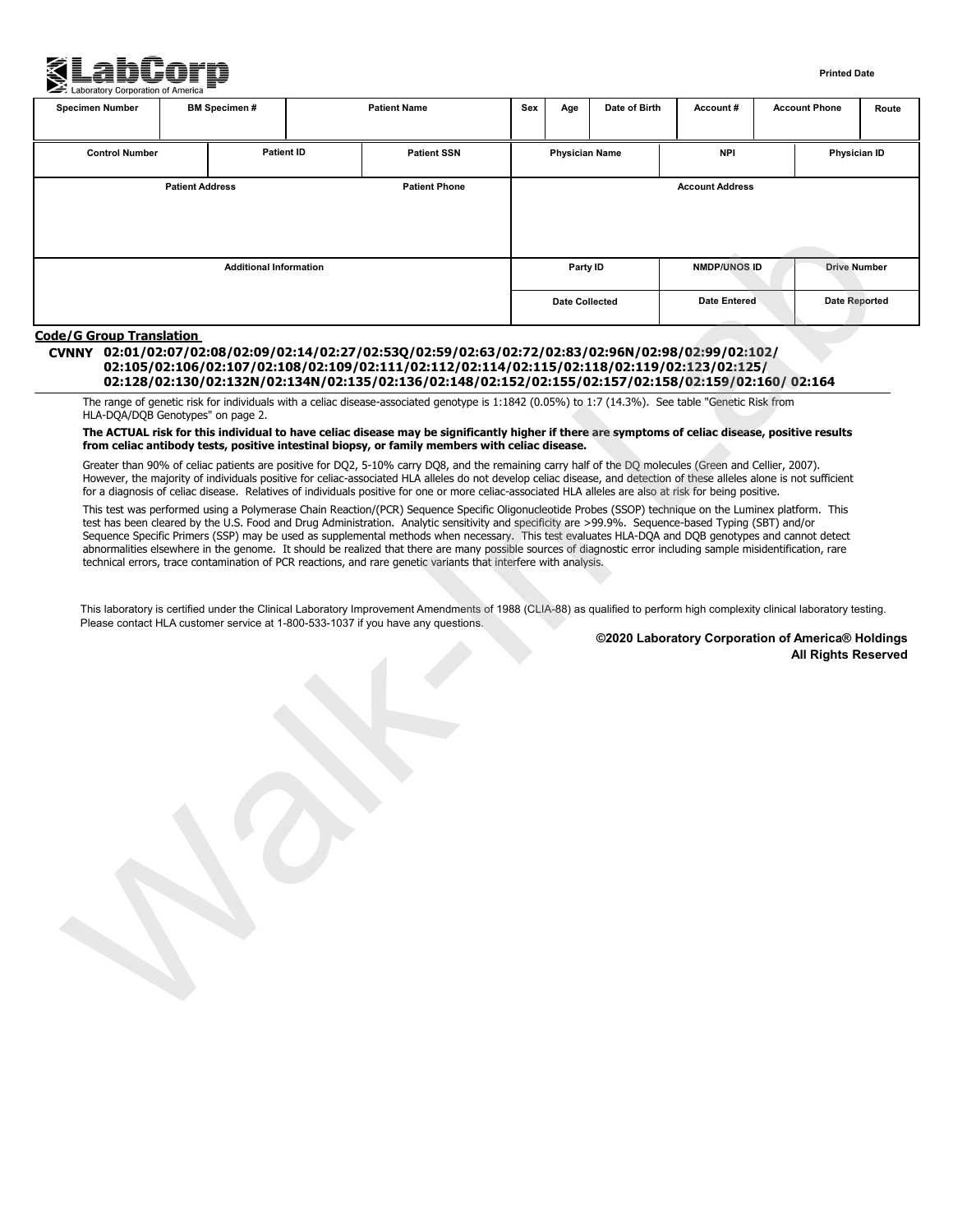**LabCorp** Laboratory Corporation of America

Printed Date

| Specimen Number | BM Specimen # | Patient Name | Sex | Age | Date of Birth | Account # | Account Phone | Route |
|---|---|---|---|---|---|---|---|---|
| | | | | | | | | |

| Control Number | Patient ID | Patient SSN | Physician Name | NPI | Physician ID |
|---|---|---|---|---|---|
| | | | | | |

| Patient Address | Patient Phone | Account Address |
|---|---|---|
| | | |

| Additional Information | Party ID | NMDP/UNOS ID | Drive Number |
|---|---|---|---|
| | | | |
| | Date Collected | Date Entered | Date Reported |

**Code/G Group Translation**

**CVNNY 02:01/02:07/02:08/02:09/02:14/02:27/02:53Q/02:59/02:63/02:72/02:83/02:96N/02:98/02:99/02:102/ 02:105/02:106/02:107/02:108/02:109/02:111/02:112/02:114/02:115/02:118/02:119/02:123/02:125/ 02:128/02:130/02:132N/02:134N/02:135/02:136/02:148/02:152/02:155/02:157/02:158/02:159/02:160/ 02:164**

The range of genetic risk for individuals with a celiac disease-associated genotype is 1:1842 (0.05%) to 1:7 (14.3%). See table "Genetic Risk from HLA-DQA/DQB Genotypes" on page 2.

**The ACTUAL risk for this individual to have celiac disease may be significantly higher if there are symptoms of celiac disease, positive results from celiac antibody tests, positive intestinal biopsy, or family members with celiac disease.**

Greater than 90% of celiac patients are positive for DQ2, 5-10% carry DQ8, and the remaining carry half of the DQ molecules (Green and Cellier, 2007). However, the majority of individuals positive for celiac-associated HLA alleles do not develop celiac disease, and detection of these alleles alone is not sufficient for a diagnosis of celiac disease. Relatives of individuals positive for one or more celiac-associated HLA alleles are also at risk for being positive.

This test was performed using a Polymerase Chain Reaction/(PCR) Sequence Specific Oligonucleotide Probes (SSOP) technique on the Luminex platform. This test has been cleared by the U.S. Food and Drug Administration. Analytic sensitivity and specificity are >99.9%. Sequence-based Typing (SBT) and/or Sequence Specific Primers (SSP) may be used as supplemental methods when necessary. This test evaluates HLA-DQA and DQB genotypes and cannot detect abnormalities elsewhere in the genome. It should be realized that there are many possible sources of diagnostic error including sample misidentification, rare technical errors, trace contamination of PCR reactions, and rare genetic variants that interfere with analysis.

This laboratory is certified under the Clinical Laboratory Improvement Amendments of 1988 (CLIA-88) as qualified to perform high complexity clinical laboratory testing. Please contact HLA customer service at 1-800-533-1037 if you have any questions.

**©2020 Laboratory Corporation of America® Holdings**
**All Rights Reserved**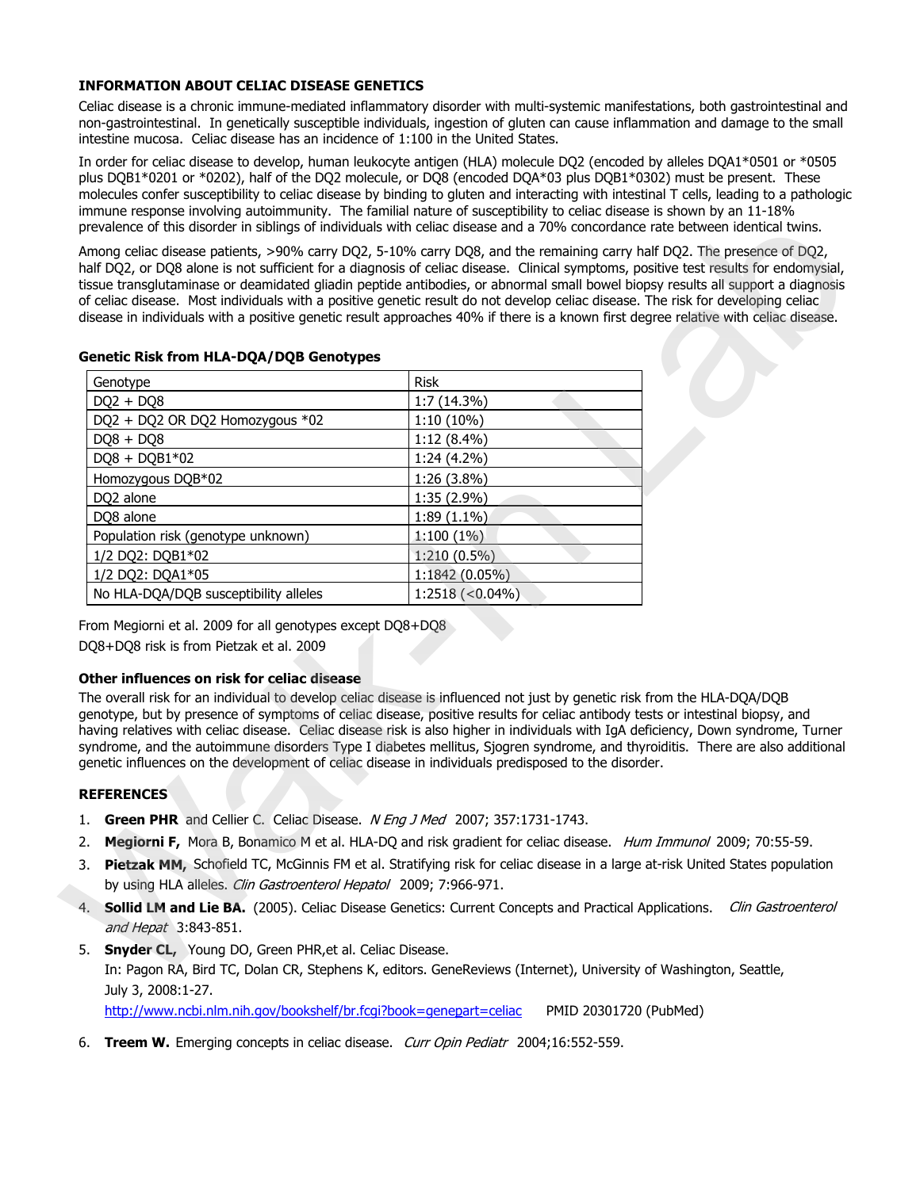### INFORMATION ABOUT CELIAC DISEASE GENETICS

Celiac disease is a chronic immune-mediated inflammatory disorder with multi-systemic manifestations, both gastrointestinal and non-gastrointestinal. In genetically susceptible individuals, ingestion of gluten can cause inflammation and damage to the small intestine mucosa. Celiac disease has an incidence of 1:100 in the United States.

In order for celiac disease to develop, human leukocyte antigen (HLA) molecule DQ2 (encoded by alleles DQA1*0501 or *0505 plus DQB1*0201 or *0202), half of the DQ2 molecule, or DQ8 (encoded DQA*03 plus DQB1*0302) must be present. These molecules confer susceptibility to celiac disease by binding to gluten and interacting with intestinal T cells, leading to a pathologic immune response involving autoimmunity. The familial nature of susceptibility to celiac disease is shown by an 11-18% prevalence of this disorder in siblings of individuals with celiac disease and a 70% concordance rate between identical twins.

Among celiac disease patients, >90% carry DQ2, 5-10% carry DQ8, and the remaining carry half DQ2. The presence of DQ2, half DQ2, or DQ8 alone is not sufficient for a diagnosis of celiac disease. Clinical symptoms, positive test results for endomysial, tissue transglutaminase or deamidated gliadin peptide antibodies, or abnormal small bowel biopsy results all support a diagnosis of celiac disease. Most individuals with a positive genetic result do not develop celiac disease. The risk for developing celiac disease in individuals with a positive genetic result approaches 40% if there is a known first degree relative with celiac disease.

#### Genetic Risk from HLA-DQA/DQB Genotypes

| Genotype | Risk |
|---|---|
| DQ2 + DQ8 | 1:7 (14.3%) |
| DQ2 + DQ2 OR DQ2 Homozygous *02 | 1:10 (10%) |
| DQ8 + DQ8 | 1:12 (8.4%) |
| DQ8 + DQB1*02 | 1:24 (4.2%) |
| Homozygous DQB*02 | 1:26 (3.8%) |
| DQ2 alone | 1:35 (2.9%) |
| DQ8 alone | 1:89 (1.1%) |
| Population risk (genotype unknown) | 1:100 (1%) |
| 1/2 DQ2: DQB1*02 | 1:210 (0.5%) |
| 1/2 DQ2: DQA1*05 | 1:1842 (0.05%) |
| No HLA-DQA/DQB susceptibility alleles | 1:2518 (<0.04%) |

From Megiorni et al. 2009 for all genotypes except DQ8+DQ8

DQ8+DQ8 risk is from Pietzak et al. 2009

#### Other influences on risk for celiac disease

The overall risk for an individual to develop celiac disease is influenced not just by genetic risk from the HLA-DQA/DQB genotype, but by presence of symptoms of celiac disease, positive results for celiac antibody tests or intestinal biopsy, and having relatives with celiac disease. Celiac disease risk is also higher in individuals with IgA deficiency, Down syndrome, Turner syndrome, and the autoimmune disorders Type I diabetes mellitus, Sjogren syndrome, and thyroiditis. There are also additional genetic influences on the development of celiac disease in individuals predisposed to the disorder.

#### REFERENCES

1. **Green PHR** and Cellier C. Celiac Disease. *N Eng J Med* 2007; 357:1731-1743.
2. **Megiorni F,** Mora B, Bonamico M et al. HLA-DQ and risk gradient for celiac disease. *Hum Immunol* 2009; 70:55-59.
3. **Pietzak MM,** Schofield TC, McGinnis FM et al. Stratifying risk for celiac disease in a large at-risk United States population by using HLA alleles. *Clin Gastroenterol Hepatol* 2009; 7:966-971.
4. **Sollid LM and Lie BA.** (2005). Celiac Disease Genetics: Current Concepts and Practical Applications. *Clin Gastroenterol and Hepat* 3:843-851.
5. **Snyder CL,** Young DO, Green PHR,et al. Celiac Disease.
   In: Pagon RA, Bird TC, Dolan CR, Stephens K, editors. GeneReviews (Internet), University of Washington, Seattle, July 3, 2008:1-27.
   http://www.ncbi.nlm.nih.gov/bookshelf/br.fcgi?book=genepart=celiac PMID 20301720 (PubMed)
6. **Treem W.** Emerging concepts in celiac disease. *Curr Opin Pediatr* 2004;16:552-559.